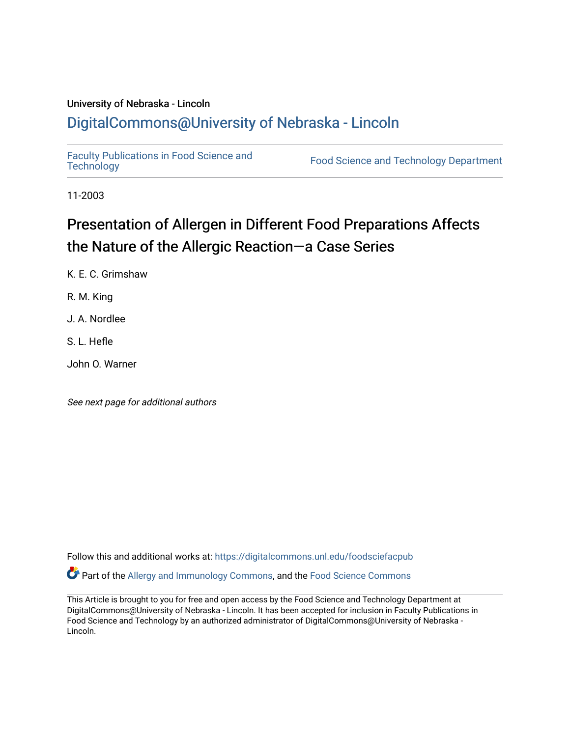University of Nebraska - Lincoln

## DigitalCommons@University of Nebraska - Lincoln

Faculty Publications in Food Science and Technology

Food Science and Technology Department

11-2003

# Presentation of Allergen in Different Food Preparations Affects the Nature of the Allergic Reaction—a Case Series

K. E. C. Grimshaw

R. M. King

J. A. Nordlee

S. L. Hefle

John O. Warner

*See next page for additional authors*

Follow this and additional works at: https://digitalcommons.unl.edu/foodsciefacpub

Part of the Allergy and Immunology Commons, and the Food Science Commons

This Article is brought to you for free and open access by the Food Science and Technology Department at DigitalCommons@University of Nebraska - Lincoln. It has been accepted for inclusion in Faculty Publications in Food Science and Technology by an authorized administrator of DigitalCommons@University of Nebraska - Lincoln.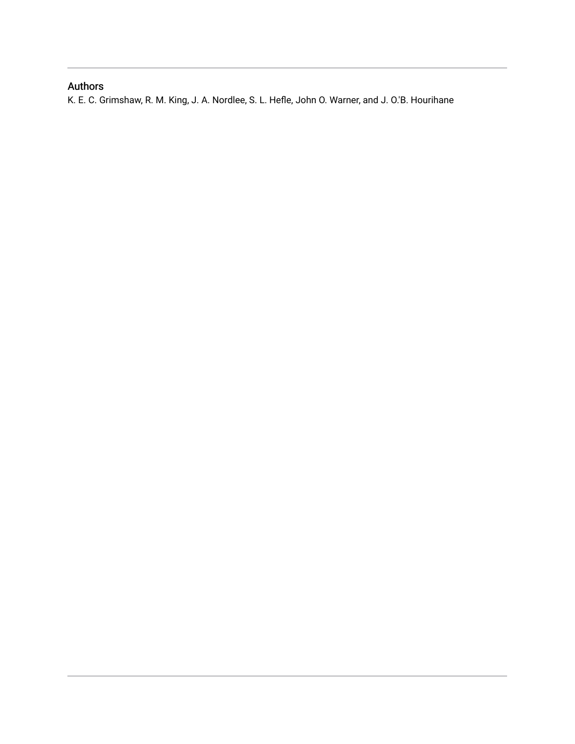## Authors

K. E. C. Grimshaw, R. M. King, J. A. Nordlee, S. L. Hefle, John O. Warner, and J. O.'B. Hourihane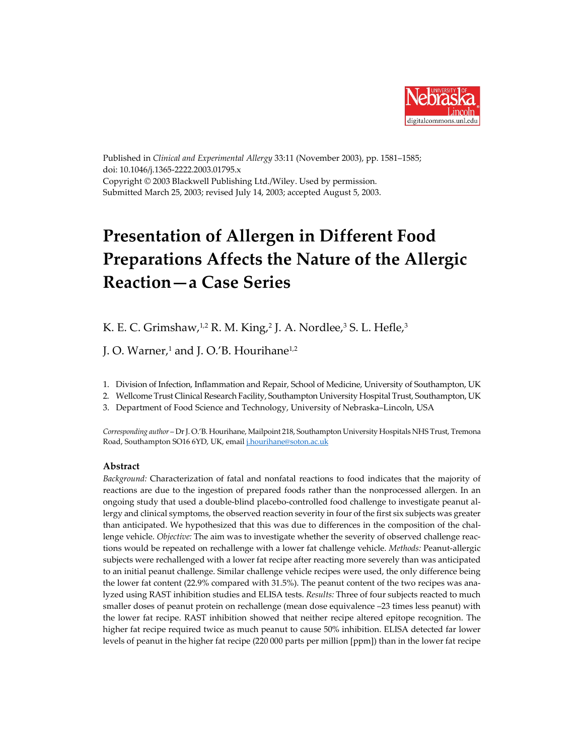Published in *Clinical and Experimental Allergy* 33:11 (November 2003), pp. 1581–1585;
doi: 10.1046/j.1365-2222.2003.01795.x
Copyright © 2003 Blackwell Publishing Ltd./Wiley. Used by permission.
Submitted March 25, 2003; revised July 14, 2003; accepted August 5, 2003.

# Presentation of Allergen in Different Food Preparations Affects the Nature of the Allergic Reaction—a Case Series

K. E. C. Grimshaw,[1,2] R. M. King,[2] J. A. Nordlee,[3] S. L. Hefle,[3]
J. O. Warner,[1] and J. O.'B. Hourihane[1,2]

1. Division of Infection, Inflammation and Repair, School of Medicine, University of Southampton, UK
2. Wellcome Trust Clinical Research Facility, Southampton University Hospital Trust, Southampton, UK
3. Department of Food Science and Technology, University of Nebraska–Lincoln, USA

*Corresponding author* – Dr J. O.'B. Hourihane, Mailpoint 218, Southampton University Hospitals NHS Trust, Tremona Road, Southampton SO16 6YD, UK, email j.hourihane@soton.ac.uk

## Abstract

*Background:* Characterization of fatal and nonfatal reactions to food indicates that the majority of reactions are due to the ingestion of prepared foods rather than the nonprocessed allergen. In an ongoing study that used a double-blind placebo-controlled food challenge to investigate peanut allergy and clinical symptoms, the observed reaction severity in four of the first six subjects was greater than anticipated. We hypothesized that this was due to differences in the composition of the challenge vehicle. *Objective:* The aim was to investigate whether the severity of observed challenge reactions would be repeated on rechallenge with a lower fat challenge vehicle. *Methods:* Peanut-allergic subjects were rechallenged with a lower fat recipe after reacting more severely than was anticipated to an initial peanut challenge. Similar challenge vehicle recipes were used, the only difference being the lower fat content (22.9% compared with 31.5%). The peanut content of the two recipes was analyzed using RAST inhibition studies and ELISA tests. *Results:* Three of four subjects reacted to much smaller doses of peanut protein on rechallenge (mean dose equivalence –23 times less peanut) with the lower fat recipe. RAST inhibition showed that neither recipe altered epitope recognition. The higher fat recipe required twice as much peanut to cause 50% inhibition. ELISA detected far lower levels of peanut in the higher fat recipe (220 000 parts per million [ppm]) than in the lower fat recipe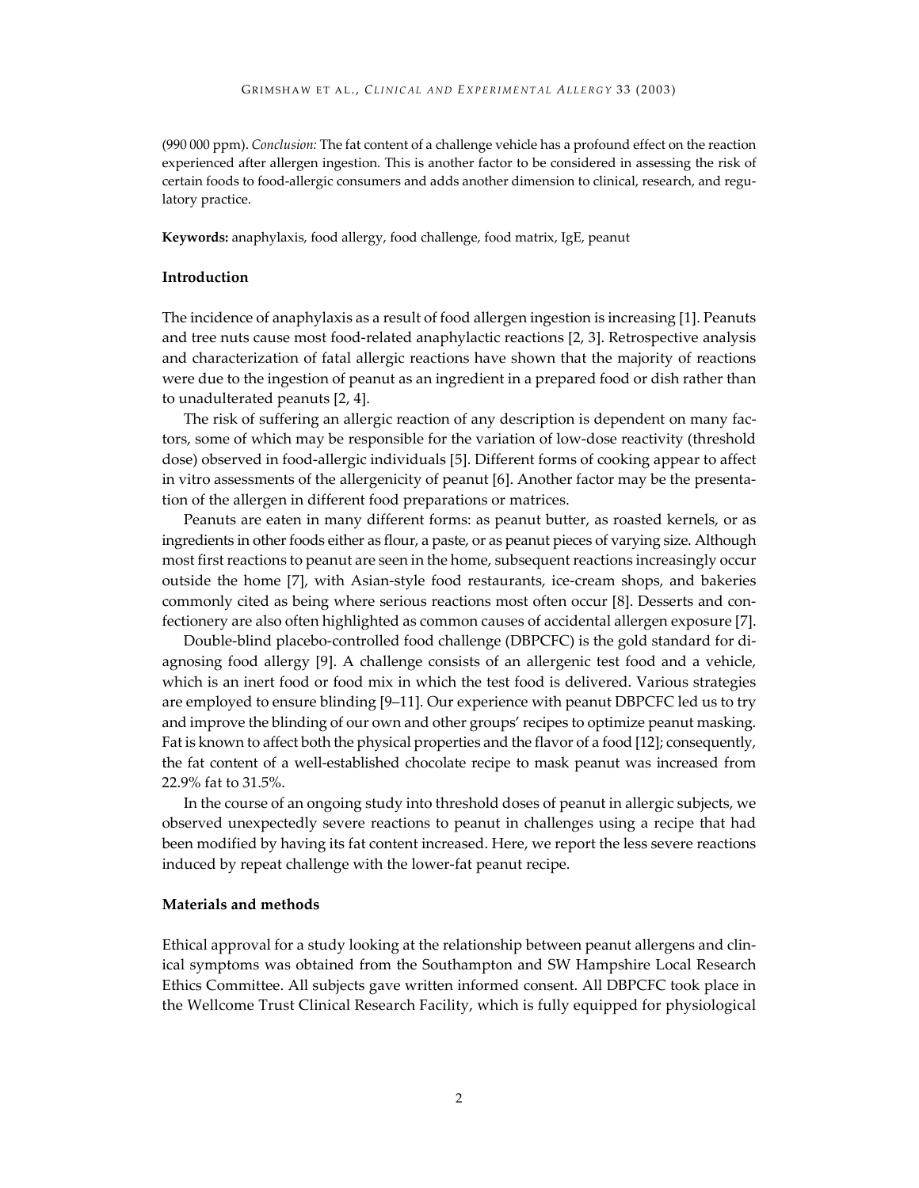(990 000 ppm). *Conclusion:* The fat content of a challenge vehicle has a profound effect on the reaction experienced after allergen ingestion. This is another factor to be considered in assessing the risk of certain foods to food-allergic consumers and adds another dimension to clinical, research, and regulatory practice.

**Keywords:** anaphylaxis, food allergy, food challenge, food matrix, IgE, peanut

## Introduction

The incidence of anaphylaxis as a result of food allergen ingestion is increasing [1]. Peanuts and tree nuts cause most food-related anaphylactic reactions [2, 3]. Retrospective analysis and characterization of fatal allergic reactions have shown that the majority of reactions were due to the ingestion of peanut as an ingredient in a prepared food or dish rather than to unadulterated peanuts [2, 4].

The risk of suffering an allergic reaction of any description is dependent on many factors, some of which may be responsible for the variation of low-dose reactivity (threshold dose) observed in food-allergic individuals [5]. Different forms of cooking appear to affect in vitro assessments of the allergenicity of peanut [6]. Another factor may be the presentation of the allergen in different food preparations or matrices.

Peanuts are eaten in many different forms: as peanut butter, as roasted kernels, or as ingredients in other foods either as flour, a paste, or as peanut pieces of varying size. Although most first reactions to peanut are seen in the home, subsequent reactions increasingly occur outside the home [7], with Asian-style food restaurants, ice-cream shops, and bakeries commonly cited as being where serious reactions most often occur [8]. Desserts and confectionery are also often highlighted as common causes of accidental allergen exposure [7].

Double-blind placebo-controlled food challenge (DBPCFC) is the gold standard for diagnosing food allergy [9]. A challenge consists of an allergenic test food and a vehicle, which is an inert food or food mix in which the test food is delivered. Various strategies are employed to ensure blinding [9–11]. Our experience with peanut DBPCFC led us to try and improve the blinding of our own and other groups' recipes to optimize peanut masking. Fat is known to affect both the physical properties and the flavor of a food [12]; consequently, the fat content of a well-established chocolate recipe to mask peanut was increased from 22.9% fat to 31.5%.

In the course of an ongoing study into threshold doses of peanut in allergic subjects, we observed unexpectedly severe reactions to peanut in challenges using a recipe that had been modified by having its fat content increased. Here, we report the less severe reactions induced by repeat challenge with the lower-fat peanut recipe.

## Materials and methods

Ethical approval for a study looking at the relationship between peanut allergens and clinical symptoms was obtained from the Southampton and SW Hampshire Local Research Ethics Committee. All subjects gave written informed consent. All DBPCFC took place in the Wellcome Trust Clinical Research Facility, which is fully equipped for physiological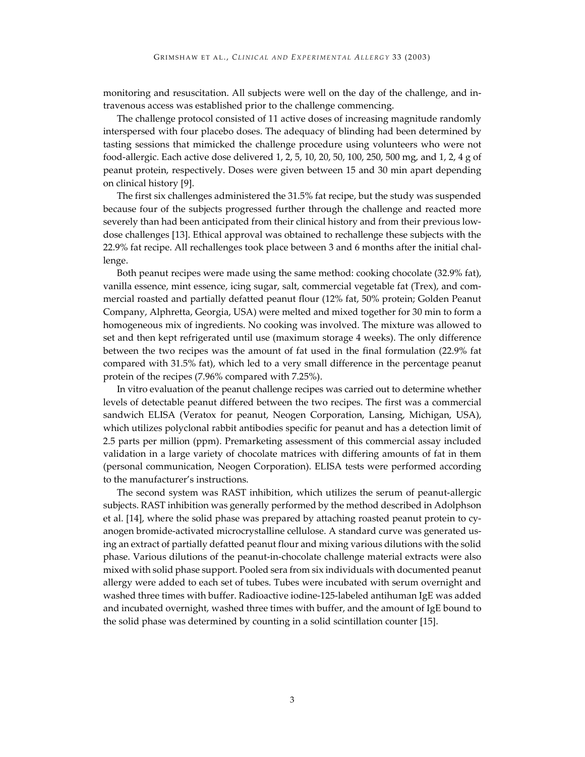monitoring and resuscitation. All subjects were well on the day of the challenge, and intravenous access was established prior to the challenge commencing.

The challenge protocol consisted of 11 active doses of increasing magnitude randomly interspersed with four placebo doses. The adequacy of blinding had been determined by tasting sessions that mimicked the challenge procedure using volunteers who were not food-allergic. Each active dose delivered 1, 2, 5, 10, 20, 50, 100, 250, 500 mg, and 1, 2, 4 g of peanut protein, respectively. Doses were given between 15 and 30 min apart depending on clinical history [9].

The first six challenges administered the 31.5% fat recipe, but the study was suspended because four of the subjects progressed further through the challenge and reacted more severely than had been anticipated from their clinical history and from their previous low-dose challenges [13]. Ethical approval was obtained to rechallenge these subjects with the 22.9% fat recipe. All rechallenges took place between 3 and 6 months after the initial challenge.

Both peanut recipes were made using the same method: cooking chocolate (32.9% fat), vanilla essence, mint essence, icing sugar, salt, commercial vegetable fat (Trex), and commercial roasted and partially defatted peanut flour (12% fat, 50% protein; Golden Peanut Company, Alphretta, Georgia, USA) were melted and mixed together for 30 min to form a homogeneous mix of ingredients. No cooking was involved. The mixture was allowed to set and then kept refrigerated until use (maximum storage 4 weeks). The only difference between the two recipes was the amount of fat used in the final formulation (22.9% fat compared with 31.5% fat), which led to a very small difference in the percentage peanut protein of the recipes (7.96% compared with 7.25%).

In vitro evaluation of the peanut challenge recipes was carried out to determine whether levels of detectable peanut differed between the two recipes. The first was a commercial sandwich ELISA (Veratox for peanut, Neogen Corporation, Lansing, Michigan, USA), which utilizes polyclonal rabbit antibodies specific for peanut and has a detection limit of 2.5 parts per million (ppm). Premarketing assessment of this commercial assay included validation in a large variety of chocolate matrices with differing amounts of fat in them (personal communication, Neogen Corporation). ELISA tests were performed according to the manufacturer's instructions.

The second system was RAST inhibition, which utilizes the serum of peanut-allergic subjects. RAST inhibition was generally performed by the method described in Adolphson et al. [14], where the solid phase was prepared by attaching roasted peanut protein to cyanogen bromide-activated microcrystalline cellulose. A standard curve was generated using an extract of partially defatted peanut flour and mixing various dilutions with the solid phase. Various dilutions of the peanut-in-chocolate challenge material extracts were also mixed with solid phase support. Pooled sera from six individuals with documented peanut allergy were added to each set of tubes. Tubes were incubated with serum overnight and washed three times with buffer. Radioactive iodine-125-labeled antihuman IgE was added and incubated overnight, washed three times with buffer, and the amount of IgE bound to the solid phase was determined by counting in a solid scintillation counter [15].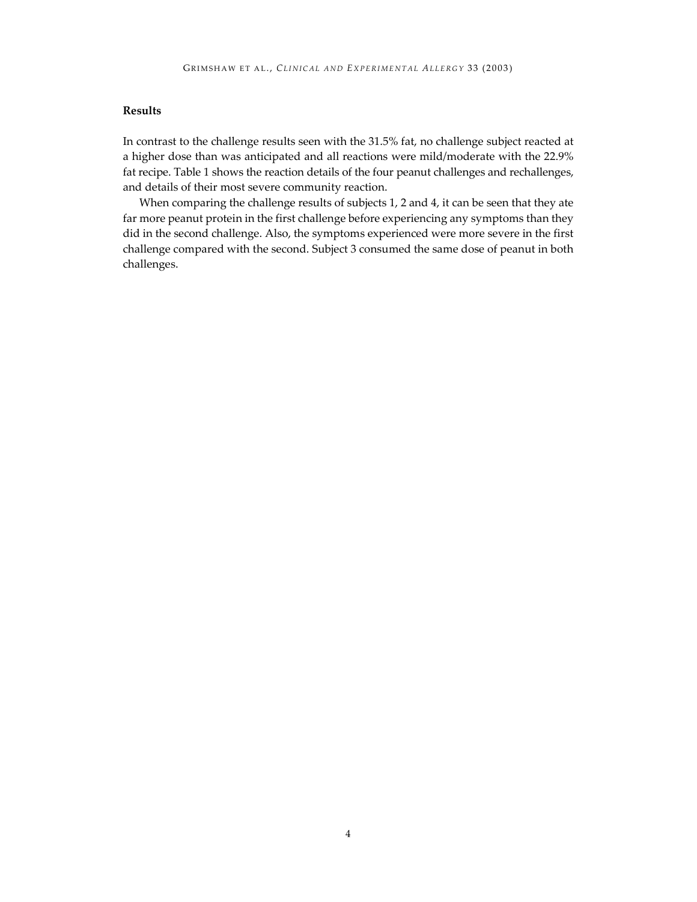## Results

In contrast to the challenge results seen with the 31.5% fat, no challenge subject reacted at a higher dose than was anticipated and all reactions were mild/moderate with the 22.9% fat recipe. Table 1 shows the reaction details of the four peanut challenges and rechallenges, and details of their most severe community reaction.

When comparing the challenge results of subjects 1, 2 and 4, it can be seen that they ate far more peanut protein in the first challenge before experiencing any symptoms than they did in the second challenge. Also, the symptoms experienced were more severe in the first challenge compared with the second. Subject 3 consumed the same dose of peanut in both challenges.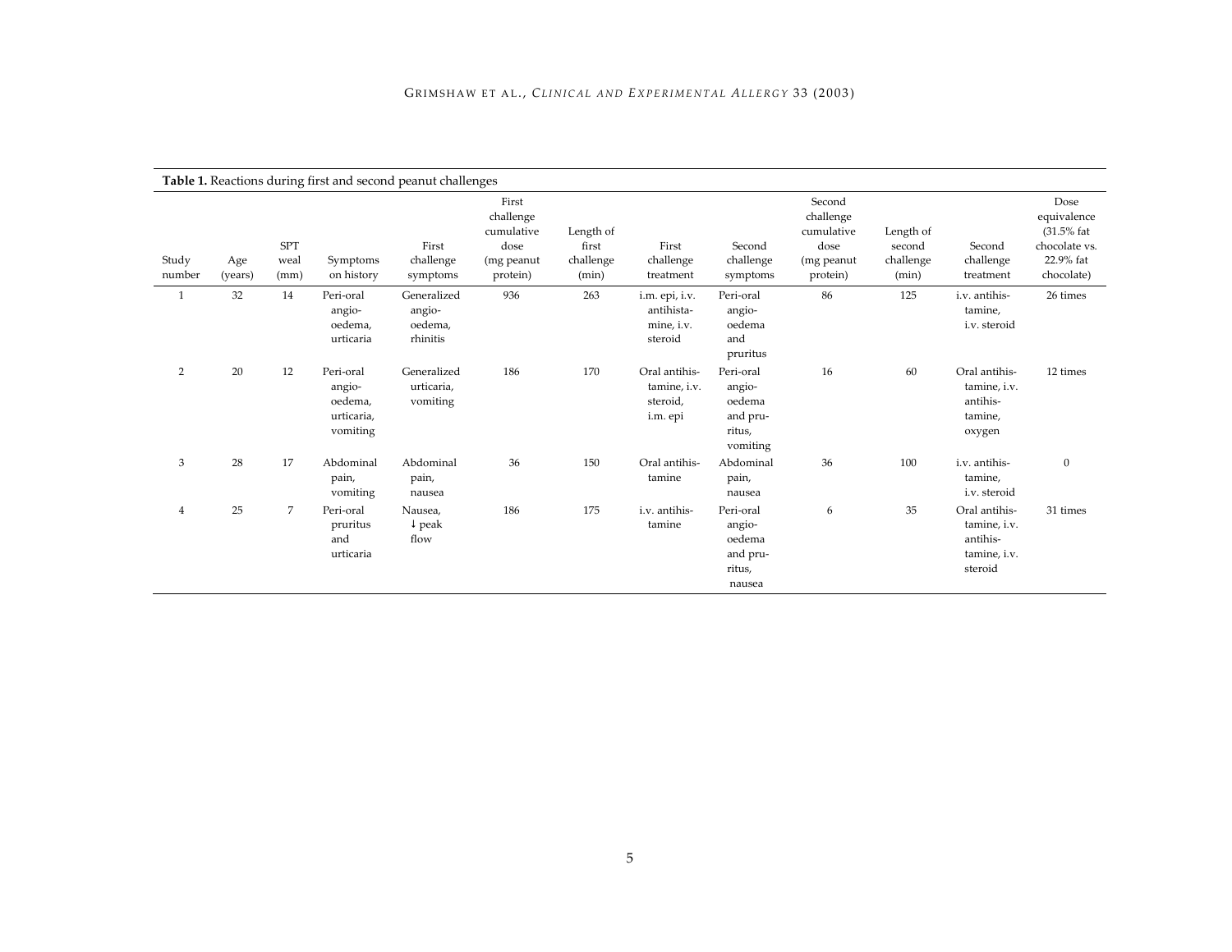**Table 1.** Reactions during first and second peanut challenges

| Study number | Age (years) | SPT weal (mm) | Symptoms on history | First challenge symptoms | First challenge cumulative dose (mg peanut protein) | Length of first challenge (min) | First challenge treatment | Second challenge symptoms | Second challenge cumulative dose (mg peanut protein) | Length of second challenge (min) | Second challenge treatment | Dose equivalence (31.5% fat chocolate vs. 22.9% fat chocolate) |
|---|---|---|---|---|---|---|---|---|---|---|---|---|
| 1 | 32 | 14 | Peri-oral angio-oedema, urticaria | Generalized angio-oedema, rhinitis | 936 | 263 | i.m. epi, i.v. antihistamine, i.v. steroid | Peri-oral angio-oedema and pruritus | 86 | 125 | i.v. antihistamine, i.v. steroid | 26 times |
| 2 | 20 | 12 | Peri-oral angio-oedema, urticaria, vomiting | Generalized urticaria, vomiting | 186 | 170 | Oral antihistamine, i.v. steroid, i.m. epi | Peri-oral angio-oedema and pruritus, vomiting | 16 | 60 | Oral antihistamine, i.v. antihistamine, oxygen | 12 times |
| 3 | 28 | 17 | Abdominal pain, vomiting | Abdominal pain, nausea | 36 | 150 | Oral antihistamine | Abdominal pain, nausea | 36 | 100 | i.v. antihistamine, i.v. steroid | 0 |
| 4 | 25 | 7 | Peri-oral pruritus and urticaria | Nausea, ↓ peak flow | 186 | 175 | i.v. antihistamine | Peri-oral angio-oedema and pruritus, nausea | 6 | 35 | Oral antihistamine, i.v. antihistamine, i.v. steroid | 31 times |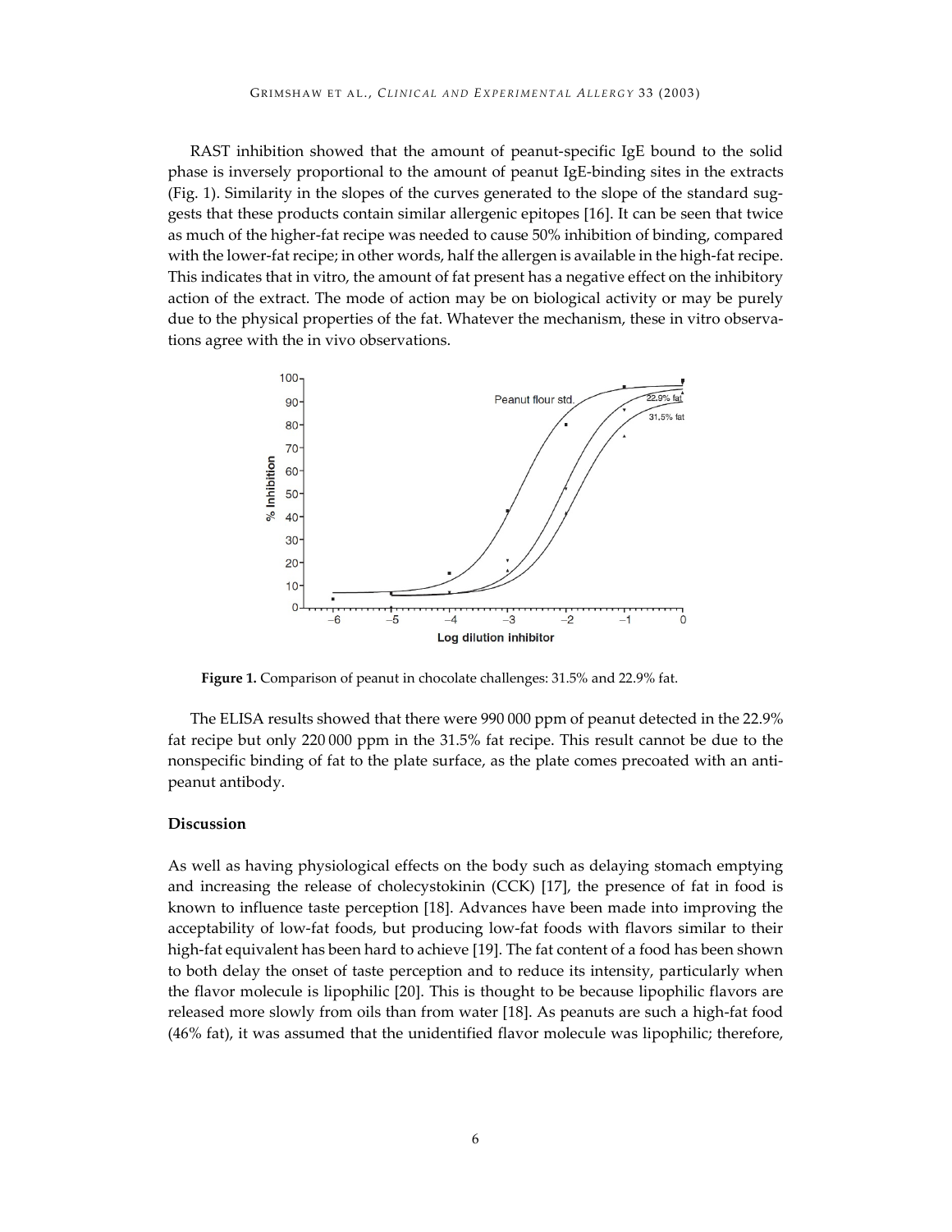RAST inhibition showed that the amount of peanut-specific IgE bound to the solid phase is inversely proportional to the amount of peanut IgE-binding sites in the extracts (Fig. 1). Similarity in the slopes of the curves generated to the slope of the standard suggests that these products contain similar allergenic epitopes [16]. It can be seen that twice as much of the higher-fat recipe was needed to cause 50% inhibition of binding, compared with the lower-fat recipe; in other words, half the allergen is available in the high-fat recipe. This indicates that in vitro, the amount of fat present has a negative effect on the inhibitory action of the extract. The mode of action may be on biological activity or may be purely due to the physical properties of the fat. Whatever the mechanism, these in vitro observations agree with the in vivo observations.

**Figure 1.** Comparison of peanut in chocolate challenges: 31.5% and 22.9% fat.

The ELISA results showed that there were 990 000 ppm of peanut detected in the 22.9% fat recipe but only 220 000 ppm in the 31.5% fat recipe. This result cannot be due to the nonspecific binding of fat to the plate surface, as the plate comes precoated with an anti-peanut antibody.

## Discussion

As well as having physiological effects on the body such as delaying stomach emptying and increasing the release of cholecystokinin (CCK) [17], the presence of fat in food is known to influence taste perception [18]. Advances have been made into improving the acceptability of low-fat foods, but producing low-fat foods with flavors similar to their high-fat equivalent has been hard to achieve [19]. The fat content of a food has been shown to both delay the onset of taste perception and to reduce its intensity, particularly when the flavor molecule is lipophilic [20]. This is thought to be because lipophilic flavors are released more slowly from oils than from water [18]. As peanuts are such a high-fat food (46% fat), it was assumed that the unidentified flavor molecule was lipophilic; therefore,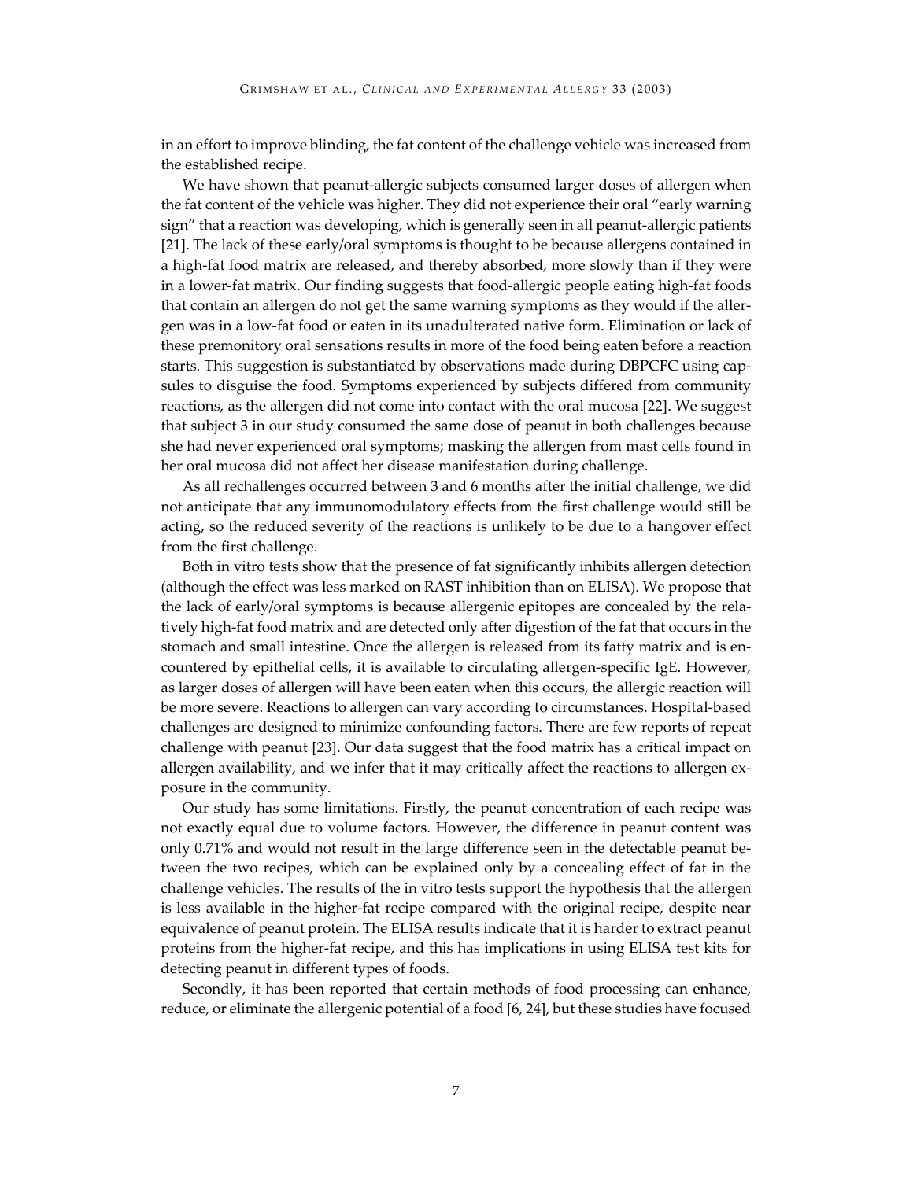in an effort to improve blinding, the fat content of the challenge vehicle was increased from the established recipe.

We have shown that peanut-allergic subjects consumed larger doses of allergen when the fat content of the vehicle was higher. They did not experience their oral "early warning sign" that a reaction was developing, which is generally seen in all peanut-allergic patients [21]. The lack of these early/oral symptoms is thought to be because allergens contained in a high-fat food matrix are released, and thereby absorbed, more slowly than if they were in a lower-fat matrix. Our finding suggests that food-allergic people eating high-fat foods that contain an allergen do not get the same warning symptoms as they would if the allergen was in a low-fat food or eaten in its unadulterated native form. Elimination or lack of these premonitory oral sensations results in more of the food being eaten before a reaction starts. This suggestion is substantiated by observations made during DBPCFC using capsules to disguise the food. Symptoms experienced by subjects differed from community reactions, as the allergen did not come into contact with the oral mucosa [22]. We suggest that subject 3 in our study consumed the same dose of peanut in both challenges because she had never experienced oral symptoms; masking the allergen from mast cells found in her oral mucosa did not affect her disease manifestation during challenge.

As all rechallenges occurred between 3 and 6 months after the initial challenge, we did not anticipate that any immunomodulatory effects from the first challenge would still be acting, so the reduced severity of the reactions is unlikely to be due to a hangover effect from the first challenge.

Both in vitro tests show that the presence of fat significantly inhibits allergen detection (although the effect was less marked on RAST inhibition than on ELISA). We propose that the lack of early/oral symptoms is because allergenic epitopes are concealed by the relatively high-fat food matrix and are detected only after digestion of the fat that occurs in the stomach and small intestine. Once the allergen is released from its fatty matrix and is encountered by epithelial cells, it is available to circulating allergen-specific IgE. However, as larger doses of allergen will have been eaten when this occurs, the allergic reaction will be more severe. Reactions to allergen can vary according to circumstances. Hospital-based challenges are designed to minimize confounding factors. There are few reports of repeat challenge with peanut [23]. Our data suggest that the food matrix has a critical impact on allergen availability, and we infer that it may critically affect the reactions to allergen exposure in the community.

Our study has some limitations. Firstly, the peanut concentration of each recipe was not exactly equal due to volume factors. However, the difference in peanut content was only 0.71% and would not result in the large difference seen in the detectable peanut between the two recipes, which can be explained only by a concealing effect of fat in the challenge vehicles. The results of the in vitro tests support the hypothesis that the allergen is less available in the higher-fat recipe compared with the original recipe, despite near equivalence of peanut protein. The ELISA results indicate that it is harder to extract peanut proteins from the higher-fat recipe, and this has implications in using ELISA test kits for detecting peanut in different types of foods.

Secondly, it has been reported that certain methods of food processing can enhance, reduce, or eliminate the allergenic potential of a food [6, 24], but these studies have focused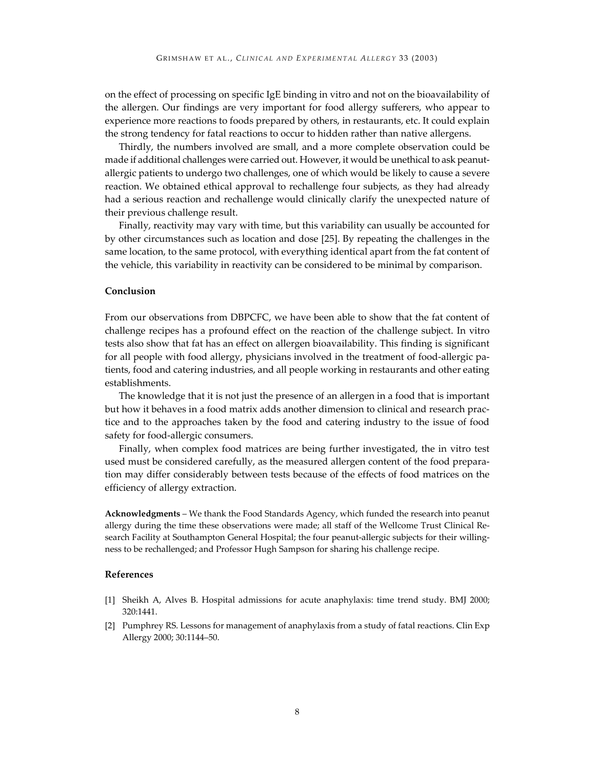on the effect of processing on specific IgE binding in vitro and not on the bioavailability of the allergen. Our findings are very important for food allergy sufferers, who appear to experience more reactions to foods prepared by others, in restaurants, etc. It could explain the strong tendency for fatal reactions to occur to hidden rather than native allergens.

Thirdly, the numbers involved are small, and a more complete observation could be made if additional challenges were carried out. However, it would be unethical to ask peanut-allergic patients to undergo two challenges, one of which would be likely to cause a severe reaction. We obtained ethical approval to rechallenge four subjects, as they had already had a serious reaction and rechallenge would clinically clarify the unexpected nature of their previous challenge result.

Finally, reactivity may vary with time, but this variability can usually be accounted for by other circumstances such as location and dose [25]. By repeating the challenges in the same location, to the same protocol, with everything identical apart from the fat content of the vehicle, this variability in reactivity can be considered to be minimal by comparison.

## Conclusion

From our observations from DBPCFC, we have been able to show that the fat content of challenge recipes has a profound effect on the reaction of the challenge subject. In vitro tests also show that fat has an effect on allergen bioavailability. This finding is significant for all people with food allergy, physicians involved in the treatment of food-allergic patients, food and catering industries, and all people working in restaurants and other eating establishments.

The knowledge that it is not just the presence of an allergen in a food that is important but how it behaves in a food matrix adds another dimension to clinical and research practice and to the approaches taken by the food and catering industry to the issue of food safety for food-allergic consumers.

Finally, when complex food matrices are being further investigated, the in vitro test used must be considered carefully, as the measured allergen content of the food preparation may differ considerably between tests because of the effects of food matrices on the efficiency of allergy extraction.

**Acknowledgments** – We thank the Food Standards Agency, which funded the research into peanut allergy during the time these observations were made; all staff of the Wellcome Trust Clinical Research Facility at Southampton General Hospital; the four peanut-allergic subjects for their willingness to be rechallenged; and Professor Hugh Sampson for sharing his challenge recipe.

## References

[1] Sheikh A, Alves B. Hospital admissions for acute anaphylaxis: time trend study. BMJ 2000; 320:1441.

[2] Pumphrey RS. Lessons for management of anaphylaxis from a study of fatal reactions. Clin Exp Allergy 2000; 30:1144–50.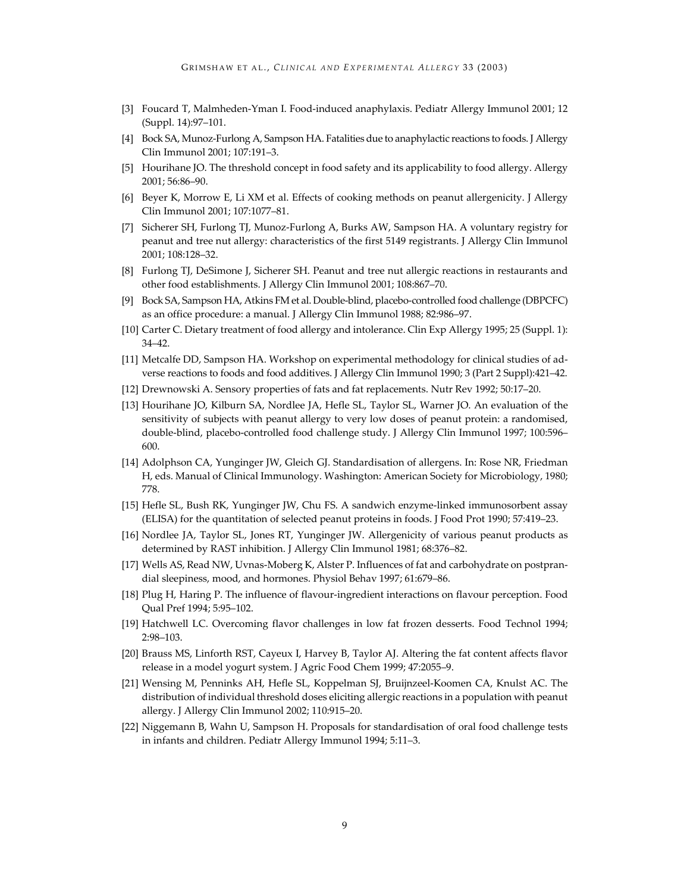[3] Foucard T, Malmheden-Yman I. Food-induced anaphylaxis. Pediatr Allergy Immunol 2001; 12 (Suppl. 14):97–101.

[4] Bock SA, Munoz-Furlong A, Sampson HA. Fatalities due to anaphylactic reactions to foods. J Allergy Clin Immunol 2001; 107:191–3.

[5] Hourihane JO. The threshold concept in food safety and its applicability to food allergy. Allergy 2001; 56:86–90.

[6] Beyer K, Morrow E, Li XM et al. Effects of cooking methods on peanut allergenicity. J Allergy Clin Immunol 2001; 107:1077–81.

[7] Sicherer SH, Furlong TJ, Munoz-Furlong A, Burks AW, Sampson HA. A voluntary registry for peanut and tree nut allergy: characteristics of the first 5149 registrants. J Allergy Clin Immunol 2001; 108:128–32.

[8] Furlong TJ, DeSimone J, Sicherer SH. Peanut and tree nut allergic reactions in restaurants and other food establishments. J Allergy Clin Immunol 2001; 108:867–70.

[9] Bock SA, Sampson HA, Atkins FM et al. Double-blind, placebo-controlled food challenge (DBPCFC) as an office procedure: a manual. J Allergy Clin Immunol 1988; 82:986–97.

[10] Carter C. Dietary treatment of food allergy and intolerance. Clin Exp Allergy 1995; 25 (Suppl. 1): 34–42.

[11] Metcalfe DD, Sampson HA. Workshop on experimental methodology for clinical studies of adverse reactions to foods and food additives. J Allergy Clin Immunol 1990; 3 (Part 2 Suppl):421–42.

[12] Drewnowski A. Sensory properties of fats and fat replacements. Nutr Rev 1992; 50:17–20.

[13] Hourihane JO, Kilburn SA, Nordlee JA, Hefle SL, Taylor SL, Warner JO. An evaluation of the sensitivity of subjects with peanut allergy to very low doses of peanut protein: a randomised, double-blind, placebo-controlled food challenge study. J Allergy Clin Immunol 1997; 100:596–600.

[14] Adolphson CA, Yunginger JW, Gleich GJ. Standardisation of allergens. In: Rose NR, Friedman H, eds. Manual of Clinical Immunology. Washington: American Society for Microbiology, 1980; 778.

[15] Hefle SL, Bush RK, Yunginger JW, Chu FS. A sandwich enzyme-linked immunosorbent assay (ELISA) for the quantitation of selected peanut proteins in foods. J Food Prot 1990; 57:419–23.

[16] Nordlee JA, Taylor SL, Jones RT, Yunginger JW. Allergenicity of various peanut products as determined by RAST inhibition. J Allergy Clin Immunol 1981; 68:376–82.

[17] Wells AS, Read NW, Uvnas-Moberg K, Alster P. Influences of fat and carbohydrate on postprandial sleepiness, mood, and hormones. Physiol Behav 1997; 61:679–86.

[18] Plug H, Haring P. The influence of flavour-ingredient interactions on flavour perception. Food Qual Pref 1994; 5:95–102.

[19] Hatchwell LC. Overcoming flavor challenges in low fat frozen desserts. Food Technol 1994; 2:98–103.

[20] Brauss MS, Linforth RST, Cayeux I, Harvey B, Taylor AJ. Altering the fat content affects flavor release in a model yogurt system. J Agric Food Chem 1999; 47:2055–9.

[21] Wensing M, Penninks AH, Hefle SL, Koppelman SJ, Bruijnzeel-Koomen CA, Knulst AC. The distribution of individual threshold doses eliciting allergic reactions in a population with peanut allergy. J Allergy Clin Immunol 2002; 110:915–20.

[22] Niggemann B, Wahn U, Sampson H. Proposals for standardisation of oral food challenge tests in infants and children. Pediatr Allergy Immunol 1994; 5:11–3.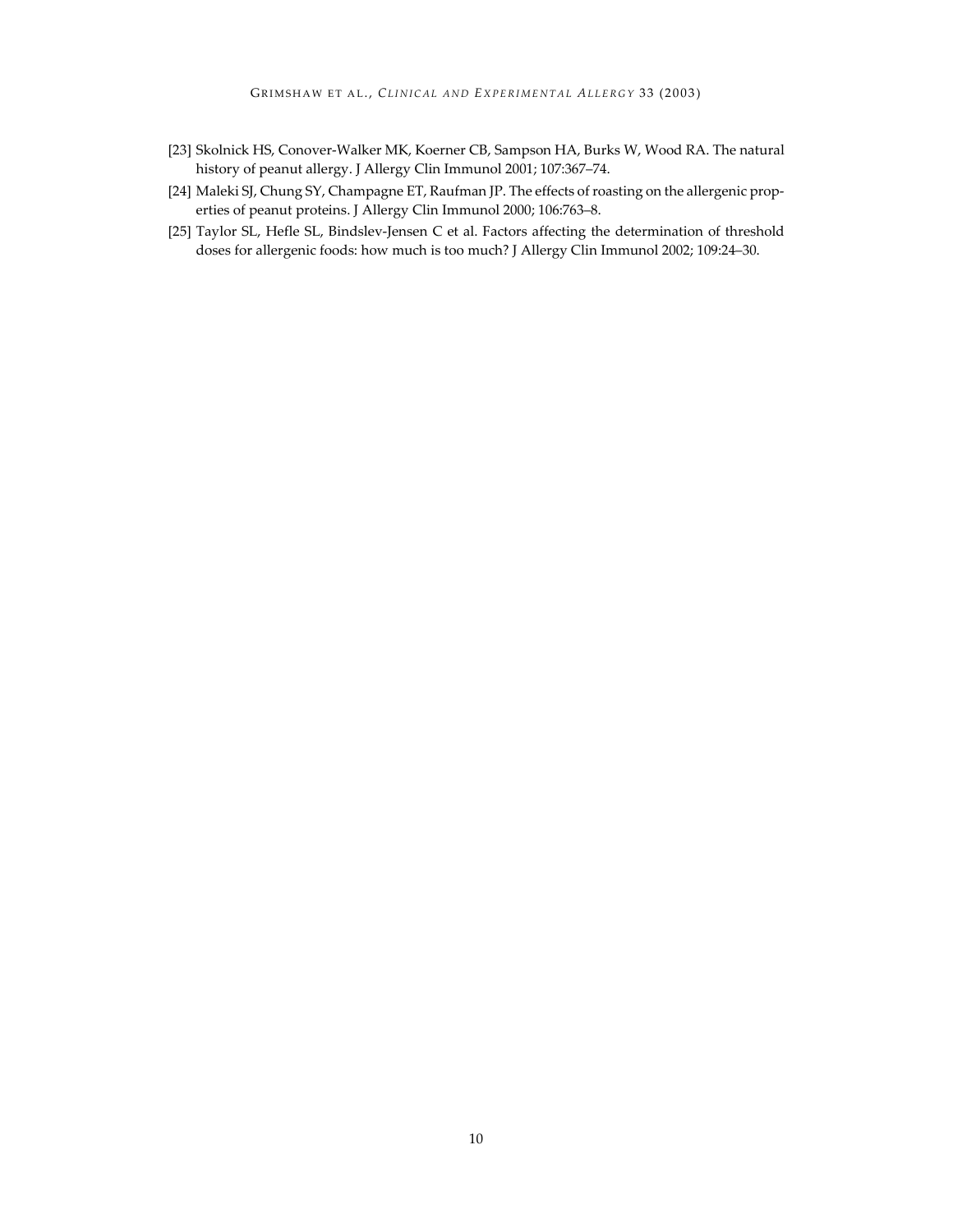[23] Skolnick HS, Conover-Walker MK, Koerner CB, Sampson HA, Burks W, Wood RA. The natural history of peanut allergy. J Allergy Clin Immunol 2001; 107:367–74.

[24] Maleki SJ, Chung SY, Champagne ET, Raufman JP. The effects of roasting on the allergenic properties of peanut proteins. J Allergy Clin Immunol 2000; 106:763–8.

[25] Taylor SL, Hefle SL, Bindslev-Jensen C et al. Factors affecting the determination of threshold doses for allergenic foods: how much is too much? J Allergy Clin Immunol 2002; 109:24–30.